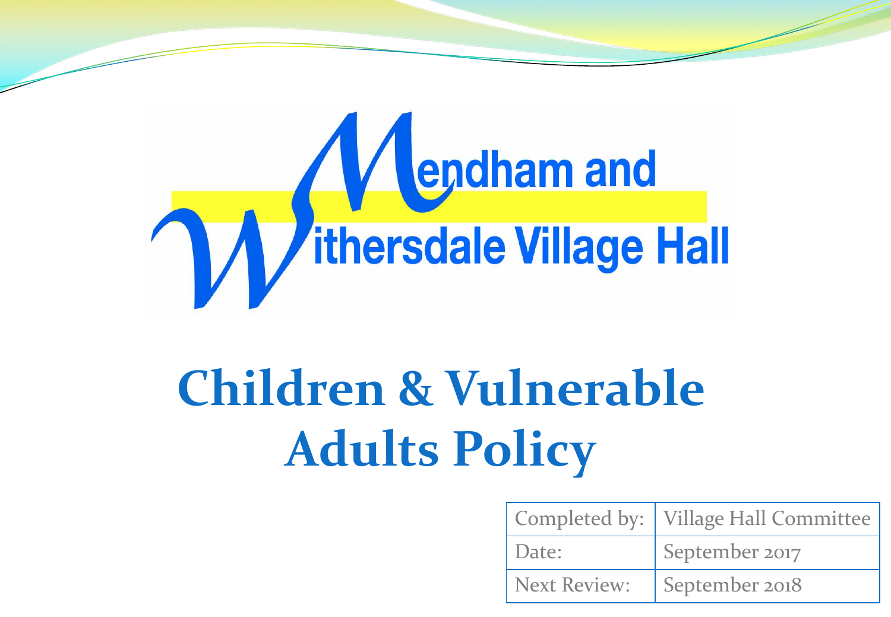Mendham and Withersdale Village Hall

# Children & Vulnerable Adults Policy

| Completed by: | Village Hall Committee |
| --- | --- |
| Date: | September 2017 |
| Next Review: | September 2018 |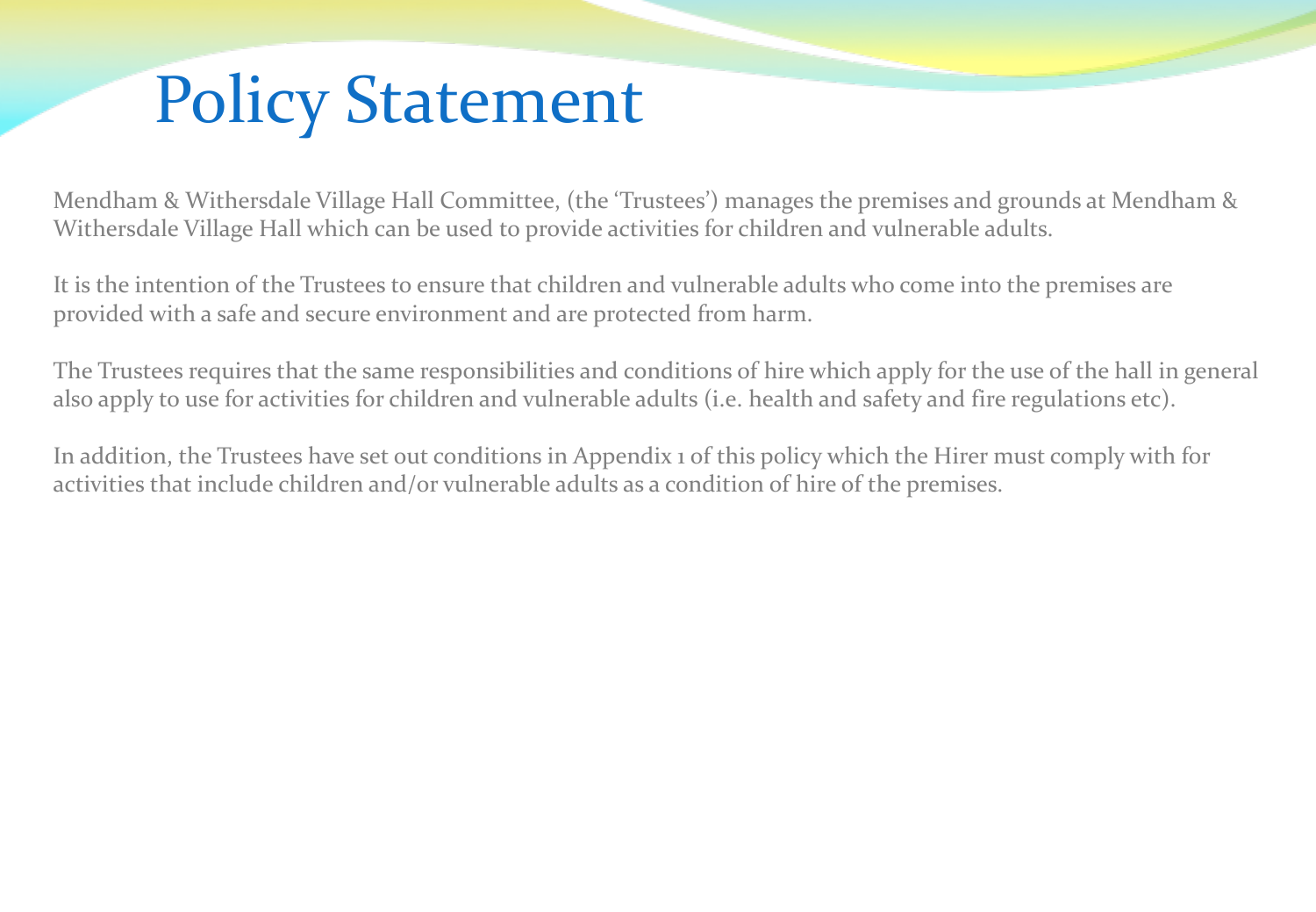# Policy Statement

Mendham & Withersdale Village Hall Committee, (the 'Trustees') manages the premises and grounds at Mendham & Withersdale Village Hall which can be used to provide activities for children and vulnerable adults.

It is the intention of the Trustees to ensure that children and vulnerable adults who come into the premises are provided with a safe and secure environment and are protected from harm.

The Trustees requires that the same responsibilities and conditions of hire which apply for the use of the hall in general also apply to use for activities for children and vulnerable adults (i.e. health and safety and fire regulations etc).

In addition, the Trustees have set out conditions in Appendix 1 of this policy which the Hirer must comply with for activities that include children and/or vulnerable adults as a condition of hire of the premises.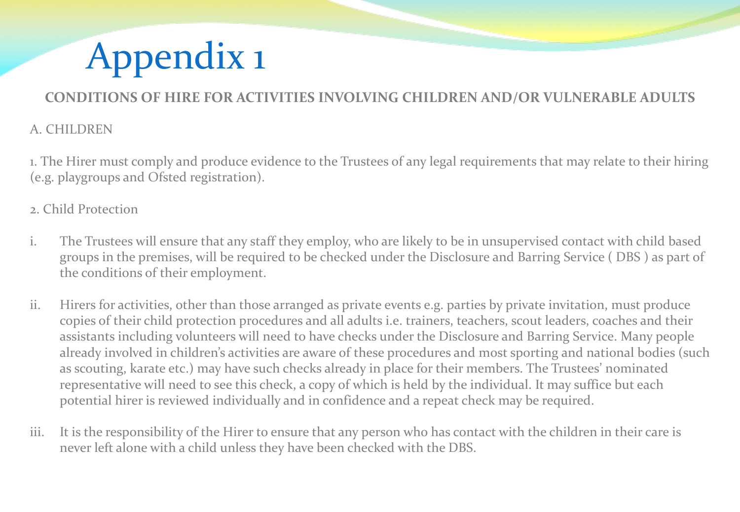# Appendix 1

**CONDITIONS OF HIRE FOR ACTIVITIES INVOLVING CHILDREN AND/OR VULNERABLE ADULTS**

A. CHILDREN

1. The Hirer must comply and produce evidence to the Trustees of any legal requirements that may relate to their hiring (e.g. playgroups and Ofsted registration).

2. Child Protection

i. The Trustees will ensure that any staff they employ, who are likely to be in unsupervised contact with child based groups in the premises, will be required to be checked under the Disclosure and Barring Service ( DBS ) as part of the conditions of their employment.

ii. Hirers for activities, other than those arranged as private events e.g. parties by private invitation, must produce copies of their child protection procedures and all adults i.e. trainers, teachers, scout leaders, coaches and their assistants including volunteers will need to have checks under the Disclosure and Barring Service. Many people already involved in children's activities are aware of these procedures and most sporting and national bodies (such as scouting, karate etc.) may have such checks already in place for their members. The Trustees' nominated representative will need to see this check, a copy of which is held by the individual. It may suffice but each potential hirer is reviewed individually and in confidence and a repeat check may be required.

iii. It is the responsibility of the Hirer to ensure that any person who has contact with the children in their care is never left alone with a child unless they have been checked with the DBS.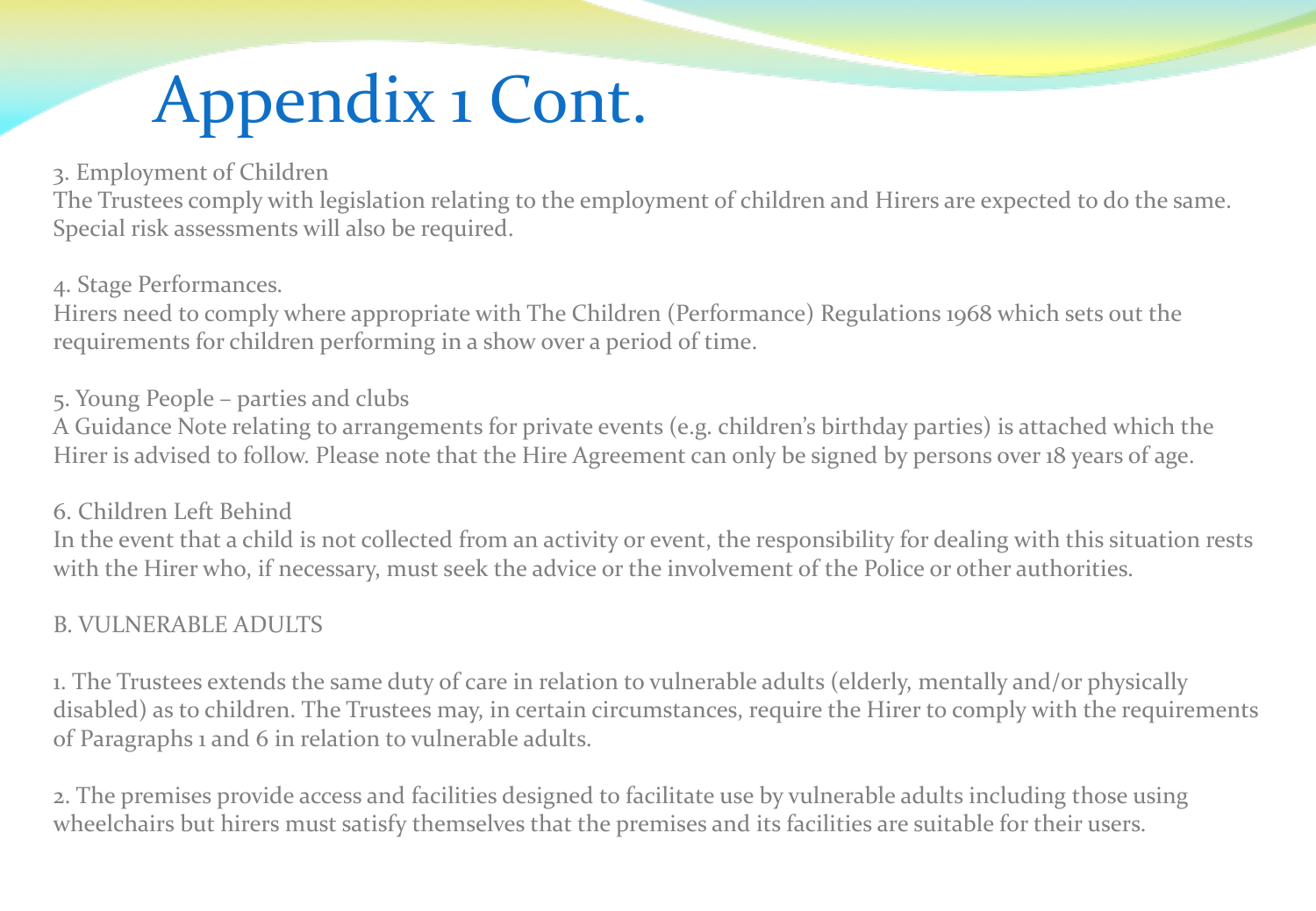# Appendix 1 Cont.

3. Employment of Children
The Trustees comply with legislation relating to the employment of children and Hirers are expected to do the same. Special risk assessments will also be required.

4. Stage Performances.
Hirers need to comply where appropriate with The Children (Performance) Regulations 1968 which sets out the requirements for children performing in a show over a period of time.

5. Young People – parties and clubs
A Guidance Note relating to arrangements for private events (e.g. children's birthday parties) is attached which the Hirer is advised to follow. Please note that the Hire Agreement can only be signed by persons over 18 years of age.

6. Children Left Behind
In the event that a child is not collected from an activity or event, the responsibility for dealing with this situation rests with the Hirer who, if necessary, must seek the advice or the involvement of the Police or other authorities.

B. VULNERABLE ADULTS

1. The Trustees extends the same duty of care in relation to vulnerable adults (elderly, mentally and/or physically disabled) as to children. The Trustees may, in certain circumstances, require the Hirer to comply with the requirements of Paragraphs 1 and 6 in relation to vulnerable adults.

2. The premises provide access and facilities designed to facilitate use by vulnerable adults including those using wheelchairs but hirers must satisfy themselves that the premises and its facilities are suitable for their users.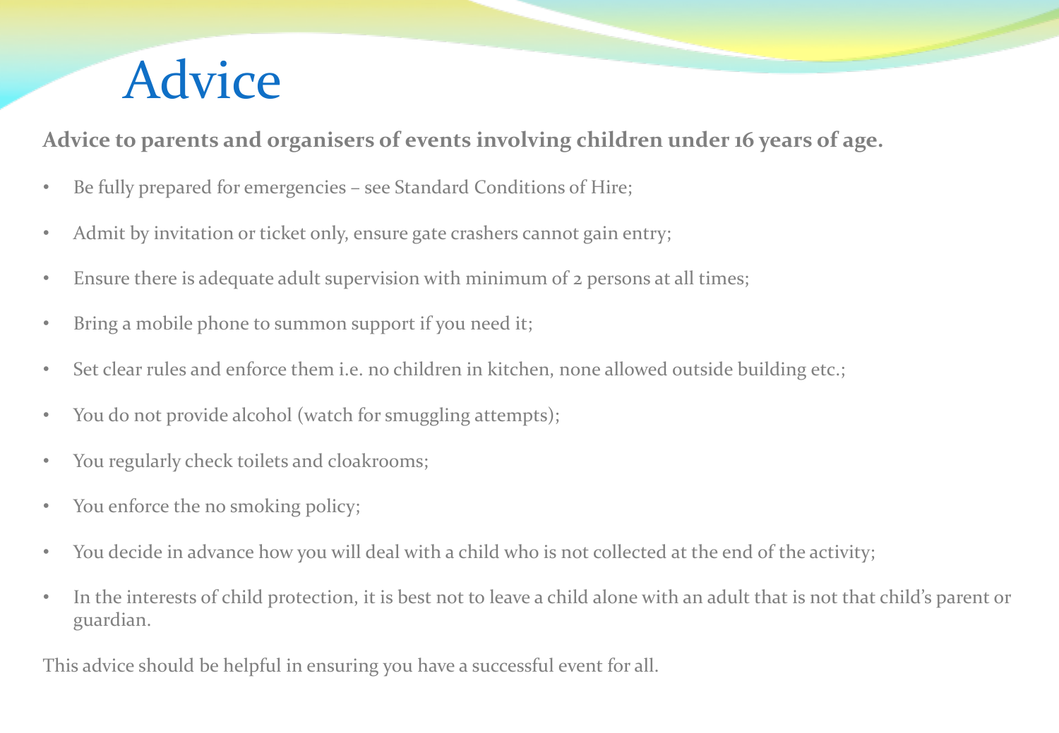# Advice

**Advice to parents and organisers of events involving children under 16 years of age.**

- Be fully prepared for emergencies – see Standard Conditions of Hire;
- Admit by invitation or ticket only, ensure gate crashers cannot gain entry;
- Ensure there is adequate adult supervision with minimum of 2 persons at all times;
- Bring a mobile phone to summon support if you need it;
- Set clear rules and enforce them i.e. no children in kitchen, none allowed outside building etc.;
- You do not provide alcohol (watch for smuggling attempts);
- You regularly check toilets and cloakrooms;
- You enforce the no smoking policy;
- You decide in advance how you will deal with a child who is not collected at the end of the activity;
- In the interests of child protection, it is best not to leave a child alone with an adult that is not that child's parent or guardian.

This advice should be helpful in ensuring you have a successful event for all.